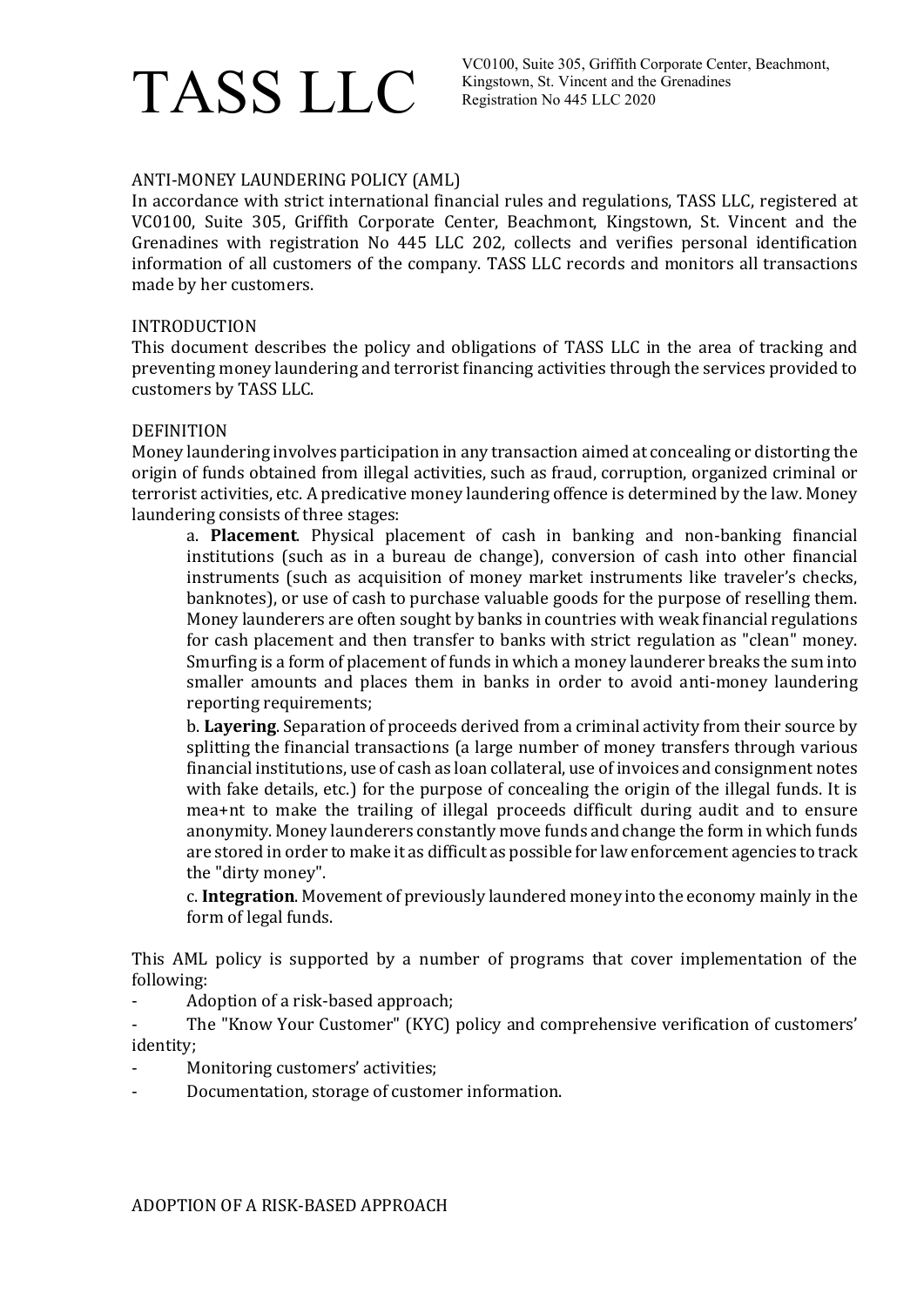# TASS LLC

VC0100, Suite 305, Griffith Corporate Center, Beachmont, Kingstown, St. Vincent and the Grenadines
Registration No 445 LLC 2020

## ANTI-MONEY LAUNDERING POLICY (AML)

In accordance with strict international financial rules and regulations, TASS LLC, registered at VC0100, Suite 305, Griffith Corporate Center, Beachmont, Kingstown, St. Vincent and the Grenadines with registration No 445 LLC 202, collects and verifies personal identification information of all customers of the company. TASS LLC records and monitors all transactions made by her customers.

## INTRODUCTION

This document describes the policy and obligations of TASS LLC in the area of tracking and preventing money laundering and terrorist financing activities through the services provided to customers by TASS LLC.

## DEFINITION

Money laundering involves participation in any transaction aimed at concealing or distorting the origin of funds obtained from illegal activities, such as fraud, corruption, organized criminal or terrorist activities, etc. A predicative money laundering offence is determined by the law. Money laundering consists of three stages:

a. **Placement**. Physical placement of cash in banking and non-banking financial institutions (such as in a bureau de change), conversion of cash into other financial instruments (such as acquisition of money market instruments like traveler's checks, banknotes), or use of cash to purchase valuable goods for the purpose of reselling them. Money launderers are often sought by banks in countries with weak financial regulations for cash placement and then transfer to banks with strict regulation as "clean" money. Smurfing is a form of placement of funds in which a money launderer breaks the sum into smaller amounts and places them in banks in order to avoid anti-money laundering reporting requirements;

b. **Layering**. Separation of proceeds derived from a criminal activity from their source by splitting the financial transactions (a large number of money transfers through various financial institutions, use of cash as loan collateral, use of invoices and consignment notes with fake details, etc.) for the purpose of concealing the origin of the illegal funds. It is mea+nt to make the trailing of illegal proceeds difficult during audit and to ensure anonymity. Money launderers constantly move funds and change the form in which funds are stored in order to make it as difficult as possible for law enforcement agencies to track the "dirty money".

c. **Integration**. Movement of previously laundered money into the economy mainly in the form of legal funds.

This AML policy is supported by a number of programs that cover implementation of the following:

- Adoption of a risk-based approach;
- The "Know Your Customer" (KYC) policy and comprehensive verification of customers' identity;
- Monitoring customers' activities;
- Documentation, storage of customer information.

## ADOPTION OF A RISK-BASED APPROACH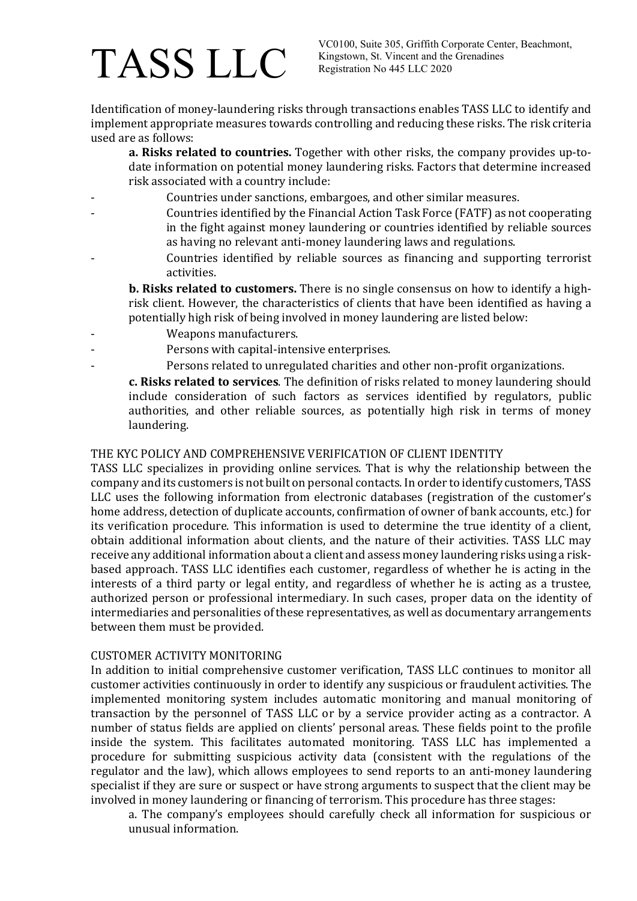Identification of money-laundering risks through transactions enables TASS LLC to identify and implement appropriate measures towards controlling and reducing these risks. The risk criteria used are as follows:

**a. Risks related to countries.** Together with other risks, the company provides up-to-date information on potential money laundering risks. Factors that determine increased risk associated with a country include:

- Countries under sanctions, embargoes, and other similar measures.
- Countries identified by the Financial Action Task Force (FATF) as not cooperating in the fight against money laundering or countries identified by reliable sources as having no relevant anti-money laundering laws and regulations.
- Countries identified by reliable sources as financing and supporting terrorist activities.

**b. Risks related to customers.** There is no single consensus on how to identify a high-risk client. However, the characteristics of clients that have been identified as having a potentially high risk of being involved in money laundering are listed below:

- Weapons manufacturers.
- Persons with capital-intensive enterprises.
- Persons related to unregulated charities and other non-profit organizations.

**c. Risks related to services**. The definition of risks related to money laundering should include consideration of such factors as services identified by regulators, public authorities, and other reliable sources, as potentially high risk in terms of money laundering.

## THE KYC POLICY AND COMPREHENSIVE VERIFICATION OF CLIENT IDENTITY

TASS LLC specializes in providing online services. That is why the relationship between the company and its customers is not built on personal contacts. In order to identify customers, TASS LLC uses the following information from electronic databases (registration of the customer's home address, detection of duplicate accounts, confirmation of owner of bank accounts, etc.) for its verification procedure. This information is used to determine the true identity of a client, obtain additional information about clients, and the nature of their activities. TASS LLC may receive any additional information about a client and assess money laundering risks using a risk-based approach. TASS LLC identifies each customer, regardless of whether he is acting in the interests of a third party or legal entity, and regardless of whether he is acting as a trustee, authorized person or professional intermediary. In such cases, proper data on the identity of intermediaries and personalities of these representatives, as well as documentary arrangements between them must be provided.

## CUSTOMER ACTIVITY MONITORING

In addition to initial comprehensive customer verification, TASS LLC continues to monitor all customer activities continuously in order to identify any suspicious or fraudulent activities. The implemented monitoring system includes automatic monitoring and manual monitoring of transaction by the personnel of TASS LLC or by a service provider acting as a contractor. A number of status fields are applied on clients' personal areas. These fields point to the profile inside the system. This facilitates automated monitoring. TASS LLC has implemented a procedure for submitting suspicious activity data (consistent with the regulations of the regulator and the law), which allows employees to send reports to an anti-money laundering specialist if they are sure or suspect or have strong arguments to suspect that the client may be involved in money laundering or financing of terrorism. This procedure has three stages:

a. The company's employees should carefully check all information for suspicious or unusual information.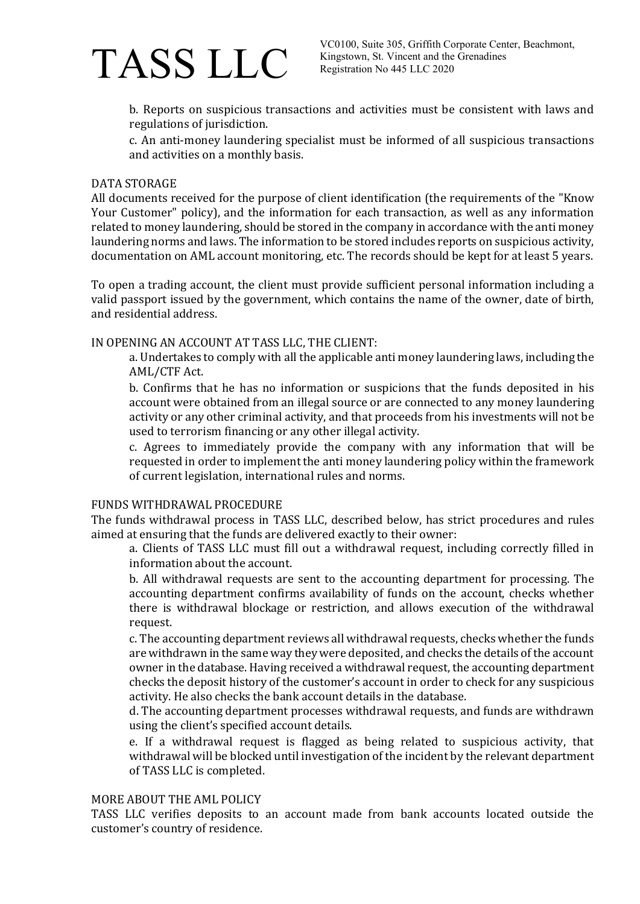b. Reports on suspicious transactions and activities must be consistent with laws and regulations of jurisdiction.

c. An anti-money laundering specialist must be informed of all suspicious transactions and activities on a monthly basis.

## DATA STORAGE

All documents received for the purpose of client identification (the requirements of the "Know Your Customer" policy), and the information for each transaction, as well as any information related to money laundering, should be stored in the company in accordance with the anti money laundering norms and laws. The information to be stored includes reports on suspicious activity, documentation on AML account monitoring, etc. The records should be kept for at least 5 years.

To open a trading account, the client must provide sufficient personal information including a valid passport issued by the government, which contains the name of the owner, date of birth, and residential address.

## IN OPENING AN ACCOUNT AT TASS LLC, THE CLIENT:

a. Undertakes to comply with all the applicable anti money laundering laws, including the AML/CTF Act.

b. Confirms that he has no information or suspicions that the funds deposited in his account were obtained from an illegal source or are connected to any money laundering activity or any other criminal activity, and that proceeds from his investments will not be used to terrorism financing or any other illegal activity.

c. Agrees to immediately provide the company with any information that will be requested in order to implement the anti money laundering policy within the framework of current legislation, international rules and norms.

## FUNDS WITHDRAWAL PROCEDURE

The funds withdrawal process in TASS LLC, described below, has strict procedures and rules aimed at ensuring that the funds are delivered exactly to their owner:

a. Clients of TASS LLC must fill out a withdrawal request, including correctly filled in information about the account.

b. All withdrawal requests are sent to the accounting department for processing. The accounting department confirms availability of funds on the account, checks whether there is withdrawal blockage or restriction, and allows execution of the withdrawal request.

c. The accounting department reviews all withdrawal requests, checks whether the funds are withdrawn in the same way they were deposited, and checks the details of the account owner in the database. Having received a withdrawal request, the accounting department checks the deposit history of the customer's account in order to check for any suspicious activity. He also checks the bank account details in the database.

d. The accounting department processes withdrawal requests, and funds are withdrawn using the client's specified account details.

e. If a withdrawal request is flagged as being related to suspicious activity, that withdrawal will be blocked until investigation of the incident by the relevant department of TASS LLC is completed.

## MORE ABOUT THE AML POLICY

TASS LLC verifies deposits to an account made from bank accounts located outside the customer's country of residence.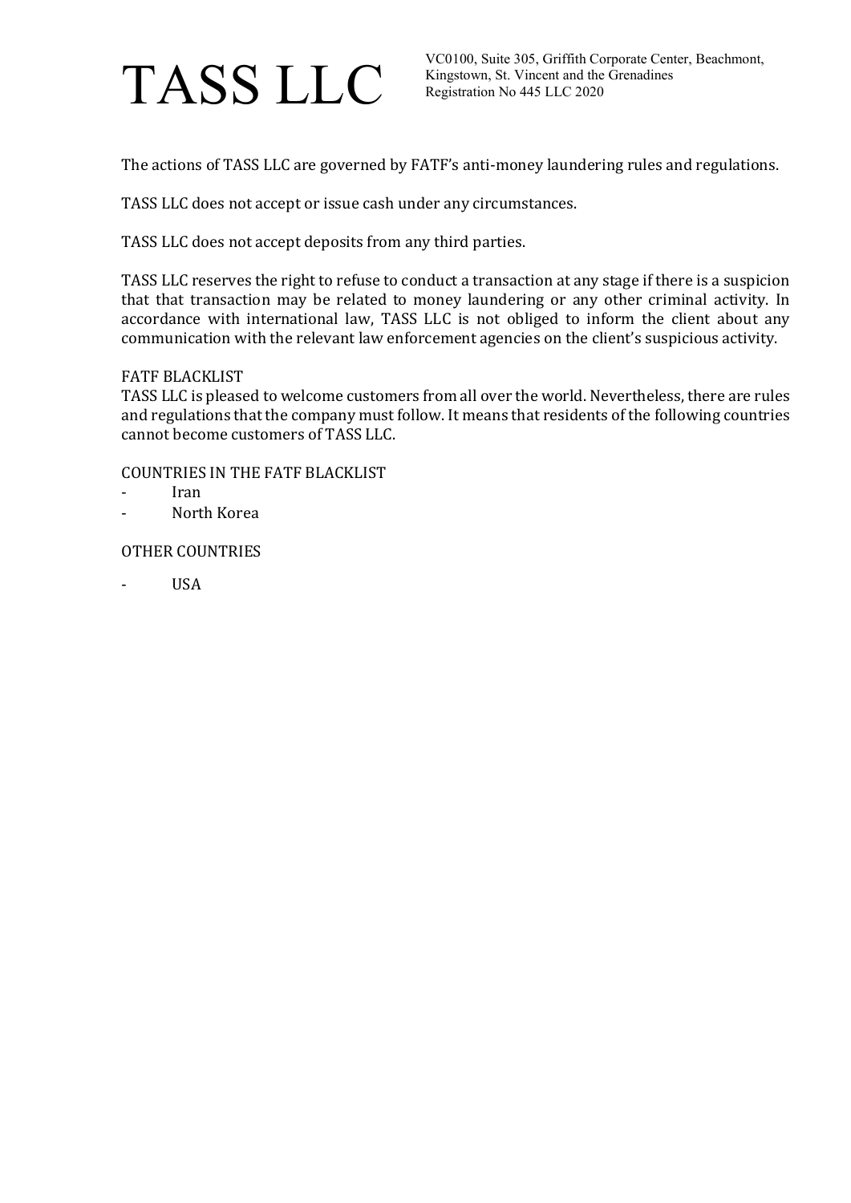# TASS LLC

VC0100, Suite 305, Griffith Corporate Center, Beachmont, Kingstown, St. Vincent and the Grenadines
Registration No 445 LLC 2020

The actions of TASS LLC are governed by FATF's anti-money laundering rules and regulations.

TASS LLC does not accept or issue cash under any circumstances.

TASS LLC does not accept deposits from any third parties.

TASS LLC reserves the right to refuse to conduct a transaction at any stage if there is a suspicion that that transaction may be related to money laundering or any other criminal activity. In accordance with international law, TASS LLC is not obliged to inform the client about any communication with the relevant law enforcement agencies on the client's suspicious activity.

FATF BLACKLIST
TASS LLC is pleased to welcome customers from all over the world. Nevertheless, there are rules and regulations that the company must follow. It means that residents of the following countries cannot become customers of TASS LLC.

COUNTRIES IN THE FATF BLACKLIST

- Iran
- North Korea

OTHER COUNTRIES

- USA